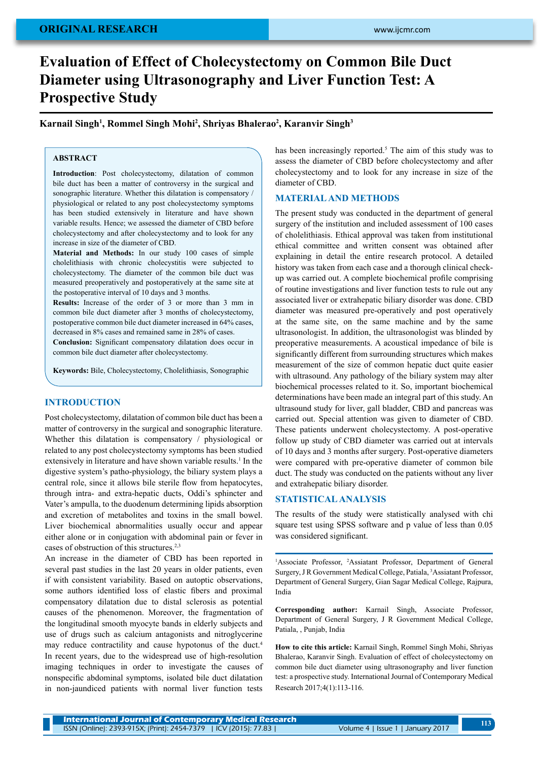ORIGINAL RESEARCH

# Evaluation of Effect of Cholecystectomy on Common Bile Duct Diameter using Ultrasonography and Liver Function Test: A Prospective Study

**Karnail Singh[1], Rommel Singh Mohi[2], Shriyas Bhalerao[2], Karanvir Singh[3]**

## ABSTRACT

**Introduction**: Post cholecystectomy, dilatation of common bile duct has been a matter of controversy in the surgical and sonographic literature. Whether this dilatation is compensatory / physiological or related to any post cholecystectomy symptoms has been studied extensively in literature and have shown variable results. Hence; we assessed the diameter of CBD before cholecystectomy and after cholecystectomy and to look for any increase in size of the diameter of CBD.

**Material and Methods:** In our study 100 cases of simple cholelithiasis with chronic cholecystitis were subjected to cholecystectomy. The diameter of the common bile duct was measured preoperatively and postoperatively at the same site at the postoperative interval of 10 days and 3 months.

**Results:** Increase of the order of 3 or more than 3 mm in common bile duct diameter after 3 months of cholecystectomy, postoperative common bile duct diameter increased in 64% cases, decreased in 8% cases and remained same in 28% of cases.

**Conclusion:** Significant compensatory dilatation does occur in common bile duct diameter after cholecystectomy.

**Keywords:** Bile, Cholecystectomy, Cholelithiasis, Sonographic

## INTRODUCTION

Post cholecystectomy, dilatation of common bile duct has been a matter of controversy in the surgical and sonographic literature. Whether this dilatation is compensatory / physiological or related to any post cholecystectomy symptoms has been studied extensively in literature and have shown variable results.[1] In the digestive system's patho-physiology, the biliary system plays a central role, since it allows bile sterile flow from hepatocytes, through intra- and extra-hepatic ducts, Oddi's sphincter and Vater's ampulla, to the duodenum determining lipids absorption and excretion of metabolites and toxins in the small bowel. Liver biochemical abnormalities usually occur and appear either alone or in conjugation with abdominal pain or fever in cases of obstruction of this structures.[2,3]

An increase in the diameter of CBD has been reported in several past studies in the last 20 years in older patients, even if with consistent variability. Based on autoptic observations, some authors identified loss of elastic fibers and proximal compensatory dilatation due to distal sclerosis as potential causes of the phenomenon. Moreover, the fragmentation of the longitudinal smooth myocyte bands in elderly subjects and use of drugs such as calcium antagonists and nitroglycerine may reduce contractility and cause hypotonus of the duct.[4] In recent years, due to the widespread use of high-resolution imaging techniques in order to investigate the causes of nonspecific abdominal symptoms, isolated bile duct dilatation in non-jaundiced patients with normal liver function tests has been increasingly reported.[5] The aim of this study was to assess the diameter of CBD before cholecystectomy and after cholecystectomy and to look for any increase in size of the diameter of CBD.

## MATERIAL AND METHODS

The present study was conducted in the department of general surgery of the institution and included assessment of 100 cases of cholelithiasis. Ethical approval was taken from institutional ethical committee and written consent was obtained after explaining in detail the entire research protocol. A detailed history was taken from each case and a thorough clinical check-up was carried out. A complete biochemical profile comprising of routine investigations and liver function tests to rule out any associated liver or extrahepatic biliary disorder was done. CBD diameter was measured pre-operatively and post operatively at the same site, on the same machine and by the same ultrasonologist. In addition, the ultrasonologist was blinded by preoperative measurements. A acoustical impedance of bile is significantly different from surrounding structures which makes measurement of the size of common hepatic duct quite easier with ultrasound. Any pathology of the biliary system may alter biochemical processes related to it. So, important biochemical determinations have been made an integral part of this study. An ultrasound study for liver, gall bladder, CBD and pancreas was carried out. Special attention was given to diameter of CBD. These patients underwent cholecystectomy. A post-operative follow up study of CBD diameter was carried out at intervals of 10 days and 3 months after surgery. Post-operative diameters were compared with pre-operative diameter of common bile duct. The study was conducted on the patients without any liver and extrahepatic biliary disorder.

## STATISTICAL ANALYSIS

The results of the study were statistically analysed with chi square test using SPSS software and p value of less than 0.05 was considered significant.

[1]Associate Professor, [2]Assiatant Professor, Department of General Surgery, J R Government Medical College, Patiala, [3]Assiatant Professor, Department of General Surgery, Gian Sagar Medical College, Rajpura, India

**Corresponding author:** Karnail Singh, Associate Professor, Department of General Surgery, J R Government Medical College, Patiala, , Punjab, India

**How to cite this article:** Karnail Singh, Rommel Singh Mohi, Shriyas Bhalerao, Karanvir Singh. Evaluation of effect of cholecystectomy on common bile duct diameter using ultrasonography and liver function test: a prospective study. International Journal of Contemporary Medical Research 2017;4(1):113-116.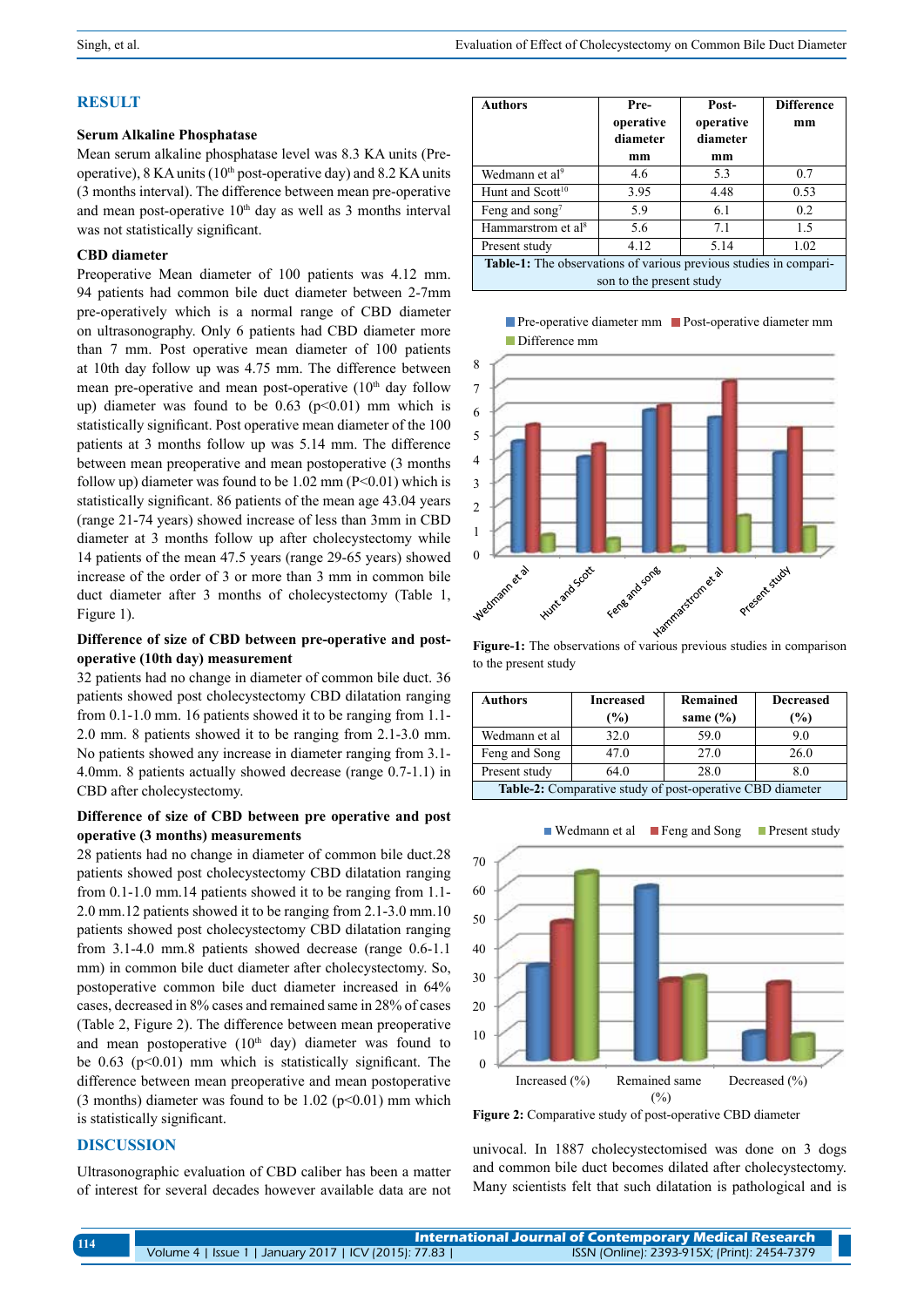## RESULT

### Serum Alkaline Phosphatase

Mean serum alkaline phosphatase level was 8.3 KA units (Pre-operative), 8 KA units (10th post-operative day) and 8.2 KA units (3 months interval). The difference between mean pre-operative and mean post-operative 10th day as well as 3 months interval was not statistically significant.

### CBD diameter

Preoperative Mean diameter of 100 patients was 4.12 mm. 94 patients had common bile duct diameter between 2-7mm pre-operatively which is a normal range of CBD diameter on ultrasonography. Only 6 patients had CBD diameter more than 7 mm. Post operative mean diameter of 100 patients at 10th day follow up was 4.75 mm. The difference between mean pre-operative and mean post-operative (10th day follow up) diameter was found to be 0.63 ($p<0.01$) mm which is statistically significant. Post operative mean diameter of the 100 patients at 3 months follow up was 5.14 mm. The difference between mean preoperative and mean postoperative (3 months follow up) diameter was found to be 1.02 mm ($P<0.01$) which is statistically significant. 86 patients of the mean age 43.04 years (range 21-74 years) showed increase of less than 3mm in CBD diameter at 3 months follow up after cholecystectomy while 14 patients of the mean 47.5 years (range 29-65 years) showed increase of the order of 3 or more than 3 mm in common bile duct diameter after 3 months of cholecystectomy (Table 1, Figure 1).

### Difference of size of CBD between pre-operative and post-operative (10th day) measurement

32 patients had no change in diameter of common bile duct. 36 patients showed post cholecystectomy CBD dilatation ranging from 0.1-1.0 mm. 16 patients showed it to be ranging from 1.1-2.0 mm. 8 patients showed it to be ranging from 2.1-3.0 mm. No patients showed any increase in diameter ranging from 3.1-4.0mm. 8 patients actually showed decrease (range 0.7-1.1) in CBD after cholecystectomy.

### Difference of size of CBD between pre operative and post operative (3 months) measurements

28 patients had no change in diameter of common bile duct.28 patients showed post cholecystectomy CBD dilatation ranging from 0.1-1.0 mm.14 patients showed it to be ranging from 1.1-2.0 mm.12 patients showed it to be ranging from 2.1-3.0 mm.10 patients showed post cholecystectomy CBD dilatation ranging from 3.1-4.0 mm.8 patients showed decrease (range 0.6-1.1 mm) in common bile duct diameter after cholecystectomy. So, postoperative common bile duct diameter increased in 64% cases, decreased in 8% cases and remained same in 28% of cases (Table 2, Figure 2). The difference between mean preoperative and mean postoperative (10th day) diameter was found to be 0.63 ($p<0.01$) mm which is statistically significant. The difference between mean preoperative and mean postoperative (3 months) diameter was found to be 1.02 ($p<0.01$) mm which is statistically significant.

| Authors | Pre-operative diameter mm | Post-operative diameter mm | Difference mm |
|---|---|---|---|
| Wedmann et al[9] | 4.6 | 5.3 | 0.7 |
| Hunt and Scott[10] | 3.95 | 4.48 | 0.53 |
| Feng and song[7] | 5.9 | 6.1 | 0.2 |
| Hammarstrom et al[8] | 5.6 | 7.1 | 1.5 |
| Present study | 4.12 | 5.14 | 1.02 |

**Table-1:** The observations of various previous studies in comparison to the present study

**Figure-1:** The observations of various previous studies in comparison to the present study

| Authors | Increased (%) | Remained same (%) | Decreased (%) |
|---|---|---|---|
| Wedmann et al | 32.0 | 59.0 | 9.0 |
| Feng and Song | 47.0 | 27.0 | 26.0 |
| Present study | 64.0 | 28.0 | 8.0 |

**Table-2:** Comparative study of post-operative CBD diameter

**Figure 2:** Comparative study of post-operative CBD diameter

## DISCUSSION

Ultrasonographic evaluation of CBD caliber has been a matter of interest for several decades however available data are not univocal. In 1887 cholecystectomised was done on 3 dogs and common bile duct becomes dilated after cholecystectomy. Many scientists felt that such dilatation is pathological and is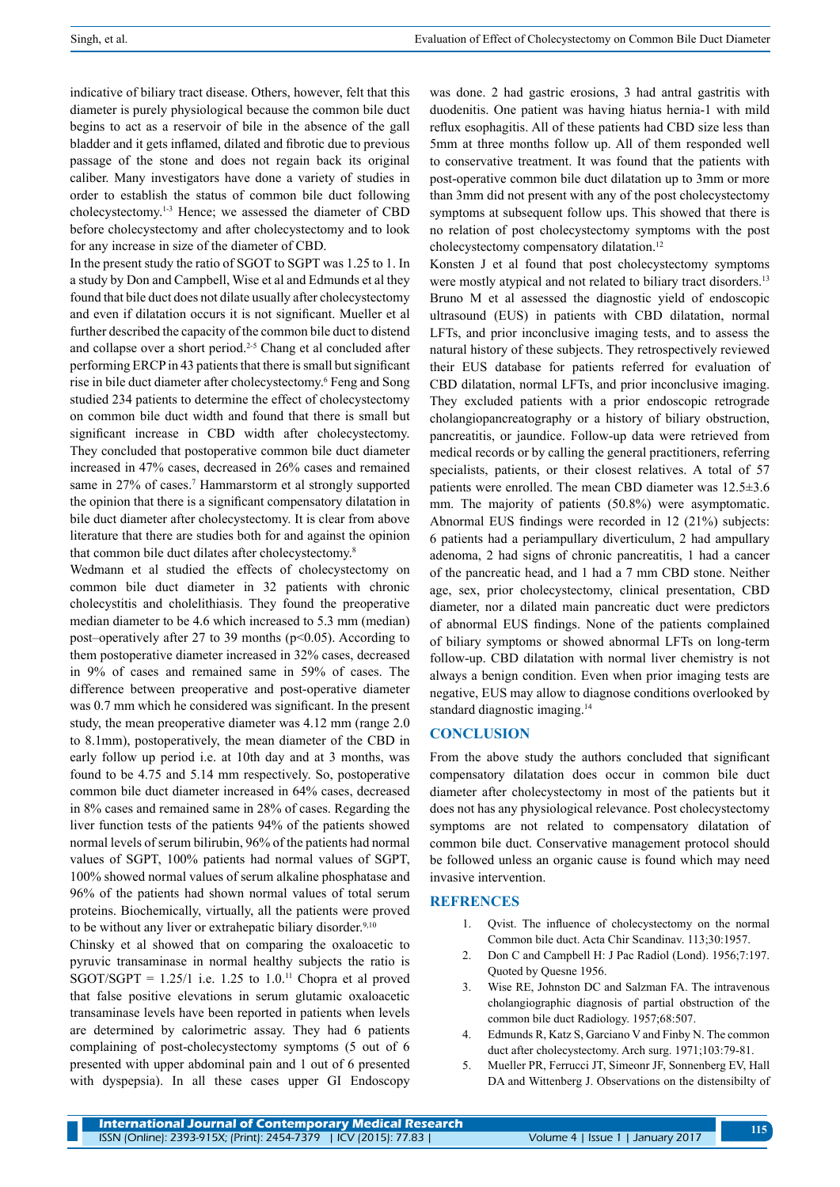indicative of biliary tract disease. Others, however, felt that this diameter is purely physiological because the common bile duct begins to act as a reservoir of bile in the absence of the gall bladder and it gets inflamed, dilated and fibrotic due to previous passage of the stone and does not regain back its original caliber. Many investigators have done a variety of studies in order to establish the status of common bile duct following cholecystectomy.[1-3] Hence; we assessed the diameter of CBD before cholecystectomy and after cholecystectomy and to look for any increase in size of the diameter of CBD.

In the present study the ratio of SGOT to SGPT was 1.25 to 1. In a study by Don and Campbell, Wise et al and Edmunds et al they found that bile duct does not dilate usually after cholecystectomy and even if dilatation occurs it is not significant. Mueller et al further described the capacity of the common bile duct to distend and collapse over a short period.[2-5] Chang et al concluded after performing ERCP in 43 patients that there is small but significant rise in bile duct diameter after cholecystectomy.[6] Feng and Song studied 234 patients to determine the effect of cholecystectomy on common bile duct width and found that there is small but significant increase in CBD width after cholecystectomy. They concluded that postoperative common bile duct diameter increased in 47% cases, decreased in 26% cases and remained same in 27% of cases.[7] Hammarstorm et al strongly supported the opinion that there is a significant compensatory dilatation in bile duct diameter after cholecystectomy. It is clear from above literature that there are studies both for and against the opinion that common bile duct dilates after cholecystectomy.[8]

Wedmann et al studied the effects of cholecystectomy on common bile duct diameter in 32 patients with chronic cholecystitis and cholelithiasis. They found the preoperative median diameter to be 4.6 which increased to 5.3 mm (median) post–operatively after 27 to 39 months ($p<0.05$). According to them postoperative diameter increased in 32% cases, decreased in 9% of cases and remained same in 59% of cases. The difference between preoperative and post-operative diameter was 0.7 mm which he considered was significant. In the present study, the mean preoperative diameter was 4.12 mm (range 2.0 to 8.1mm), postoperatively, the mean diameter of the CBD in early follow up period i.e. at 10th day and at 3 months, was found to be 4.75 and 5.14 mm respectively. So, postoperative common bile duct diameter increased in 64% cases, decreased in 8% cases and remained same in 28% of cases. Regarding the liver function tests of the patients 94% of the patients showed normal levels of serum bilirubin, 96% of the patients had normal values of SGPT, 100% patients had normal values of SGPT, 100% showed normal values of serum alkaline phosphatase and 96% of the patients had shown normal values of total serum proteins. Biochemically, virtually, all the patients were proved to be without any liver or extrahepatic biliary disorder.[9,10]

Chinsky et al showed that on comparing the oxaloacetic to pyruvic transaminase in normal healthy subjects the ratio is SGOT/SGPT = 1.25/1 i.e. 1.25 to 1.0.[11] Chopra et al proved that false positive elevations in serum glutamic oxaloacetic transaminase levels have been reported in patients when levels are determined by calorimetric assay. They had 6 patients complaining of post-cholecystectomy symptoms (5 out of 6 presented with upper abdominal pain and 1 out of 6 presented with dyspepsia). In all these cases upper GI Endoscopy was done. 2 had gastric erosions, 3 had antral gastritis with duodenitis. One patient was having hiatus hernia-1 with mild reflux esophagitis. All of these patients had CBD size less than 5mm at three months follow up. All of them responded well to conservative treatment. It was found that the patients with post-operative common bile duct dilatation up to 3mm or more than 3mm did not present with any of the post cholecystectomy symptoms at subsequent follow ups. This showed that there is no relation of post cholecystectomy symptoms with the post cholecystectomy compensatory dilatation.[12]

Konsten J et al found that post cholecystectomy symptoms were mostly atypical and not related to biliary tract disorders.[13] Bruno M et al assessed the diagnostic yield of endoscopic ultrasound (EUS) in patients with CBD dilatation, normal LFTs, and prior inconclusive imaging tests, and to assess the natural history of these subjects. They retrospectively reviewed their EUS database for patients referred for evaluation of CBD dilatation, normal LFTs, and prior inconclusive imaging. They excluded patients with a prior endoscopic retrograde cholangiopancreatography or a history of biliary obstruction, pancreatitis, or jaundice. Follow-up data were retrieved from medical records or by calling the general practitioners, referring specialists, patients, or their closest relatives. A total of 57 patients were enrolled. The mean CBD diameter was 12.5±3.6 mm. The majority of patients (50.8%) were asymptomatic. Abnormal EUS findings were recorded in 12 (21%) subjects: 6 patients had a periampullary diverticulum, 2 had ampullary adenoma, 2 had signs of chronic pancreatitis, 1 had a cancer of the pancreatic head, and 1 had a 7 mm CBD stone. Neither age, sex, prior cholecystectomy, clinical presentation, CBD diameter, nor a dilated main pancreatic duct were predictors of abnormal EUS findings. None of the patients complained of biliary symptoms or showed abnormal LFTs on long-term follow-up. CBD dilatation with normal liver chemistry is not always a benign condition. Even when prior imaging tests are negative, EUS may allow to diagnose conditions overlooked by standard diagnostic imaging.[14]

## CONCLUSION

From the above study the authors concluded that significant compensatory dilatation does occur in common bile duct diameter after cholecystectomy in most of the patients but it does not has any physiological relevance. Post cholecystectomy symptoms are not related to compensatory dilatation of common bile duct. Conservative management protocol should be followed unless an organic cause is found which may need invasive intervention.

## REFRENCES

1. Qvist. The influence of cholecystectomy on the normal Common bile duct. Acta Chir Scandinav. 113;30:1957.
2. Don C and Campbell H: J Pac Radiol (Lond). 1956;7:197. Quoted by Quesne 1956.
3. Wise RE, Johnston DC and Salzman FA. The intravenous cholangiographic diagnosis of partial obstruction of the common bile duct Radiology. 1957;68:507.
4. Edmunds R, Katz S, Garciano V and Finby N. The common duct after cholecystectomy. Arch surg. 1971;103:79-81.
5. Mueller PR, Ferrucci JT, Simeonr JF, Sonnenberg EV, Hall DA and Wittenberg J. Observations on the distensibilty of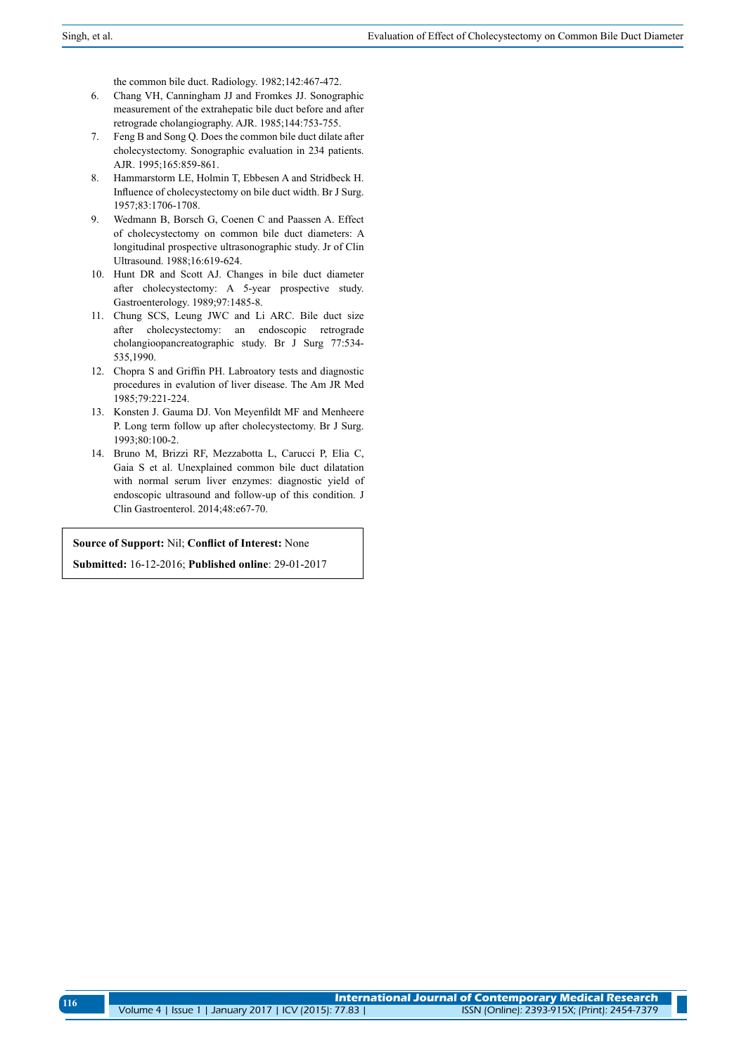the common bile duct. Radiology. 1982;142:467-472.

6. Chang VH, Canningham JJ and Fromkes JJ. Sonographic measurement of the extrahepatic bile duct before and after retrograde cholangiography. AJR. 1985;144:753-755.
7. Feng B and Song Q. Does the common bile duct dilate after cholecystectomy. Sonographic evaluation in 234 patients. AJR. 1995;165:859-861.
8. Hammarstorm LE, Holmin T, Ebbesen A and Stridbeck H. Influence of cholecystectomy on bile duct width. Br J Surg. 1957;83:1706-1708.
9. Wedmann B, Borsch G, Coenen C and Paassen A. Effect of cholecystectomy on common bile duct diameters: A longitudinal prospective ultrasonographic study. Jr of Clin Ultrasound. 1988;16:619-624.
10. Hunt DR and Scott AJ. Changes in bile duct diameter after cholecystectomy: A 5-year prospective study. Gastroenterology. 1989;97:1485-8.
11. Chung SCS, Leung JWC and Li ARC. Bile duct size after cholecystectomy: an endoscopic retrograde cholangioopancreatographic study. Br J Surg 77:534-535,1990.
12. Chopra S and Griffin PH. Labroatory tests and diagnostic procedures in evalution of liver disease. The Am JR Med 1985;79:221-224.
13. Konsten J. Gauma DJ. Von Meyenfildt MF and Menheere P. Long term follow up after cholecystectomy. Br J Surg. 1993;80:100-2.
14. Bruno M, Brizzi RF, Mezzabotta L, Carucci P, Elia C, Gaia S et al. Unexplained common bile duct dilatation with normal serum liver enzymes: diagnostic yield of endoscopic ultrasound and follow-up of this condition. J Clin Gastroenterol. 2014;48:e67-70.

**Source of Support:** Nil; **Conflict of Interest:** None

**Submitted:** 16-12-2016; **Published online**: 29-01-2017